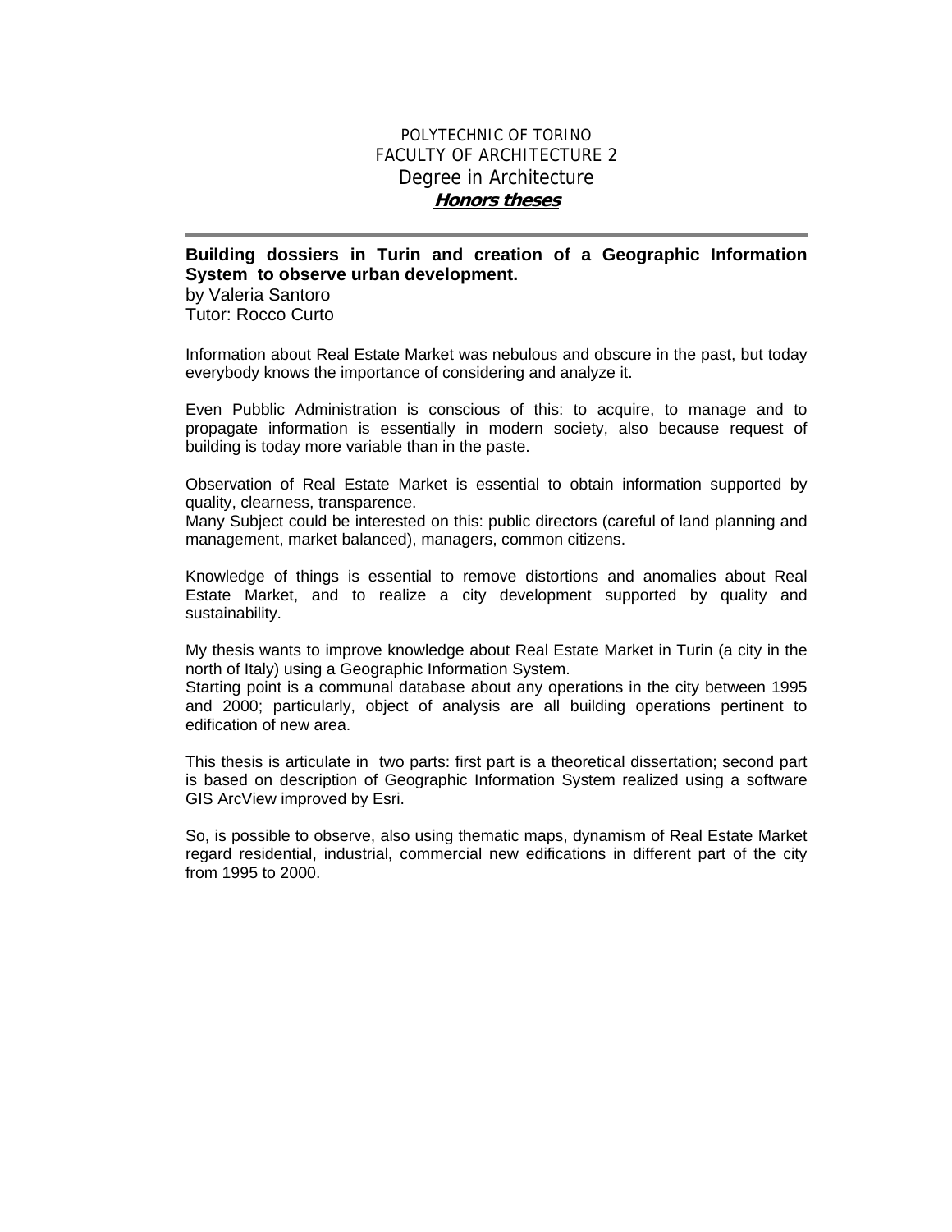POLYTECHNIC OF TORINO
FACULTY OF ARCHITECTURE 2
Degree in Architecture
***Honors theses***

---

**Building dossiers in Turin and creation of a Geographic Information System to observe urban development.**
by Valeria Santoro
Tutor: Rocco Curto

Information about Real Estate Market was nebulous and obscure in the past, but today everybody knows the importance of considering and analyze it.

Even Pubblic Administration is conscious of this: to acquire, to manage and to propagate information is essentially in modern society, also because request of building is today more variable than in the paste.

Observation of Real Estate Market is essential to obtain information supported by quality, clearness, transparence.
Many Subject could be interested on this: public directors (careful of land planning and management, market balanced), managers, common citizens.

Knowledge of things is essential to remove distortions and anomalies about Real Estate Market, and to realize a city development supported by quality and sustainability.

My thesis wants to improve knowledge about Real Estate Market in Turin (a city in the north of Italy) using a Geographic Information System.
Starting point is a communal database about any operations in the city between 1995 and 2000; particularly, object of analysis are all building operations pertinent to edification of new area.

This thesis is articulate in two parts: first part is a theoretical dissertation; second part is based on description of Geographic Information System realized using a software GIS ArcView improved by Esri.

So, is possible to observe, also using thematic maps, dynamism of Real Estate Market regard residential, industrial, commercial new edifications in different part of the city from 1995 to 2000.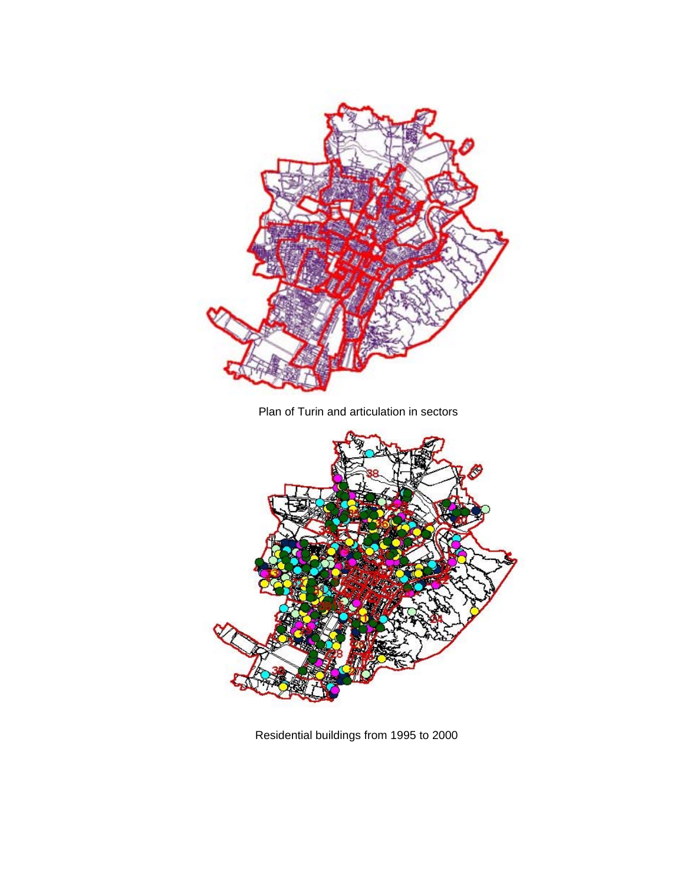Plan of Turin and articulation in sectors

Residential buildings from 1995 to 2000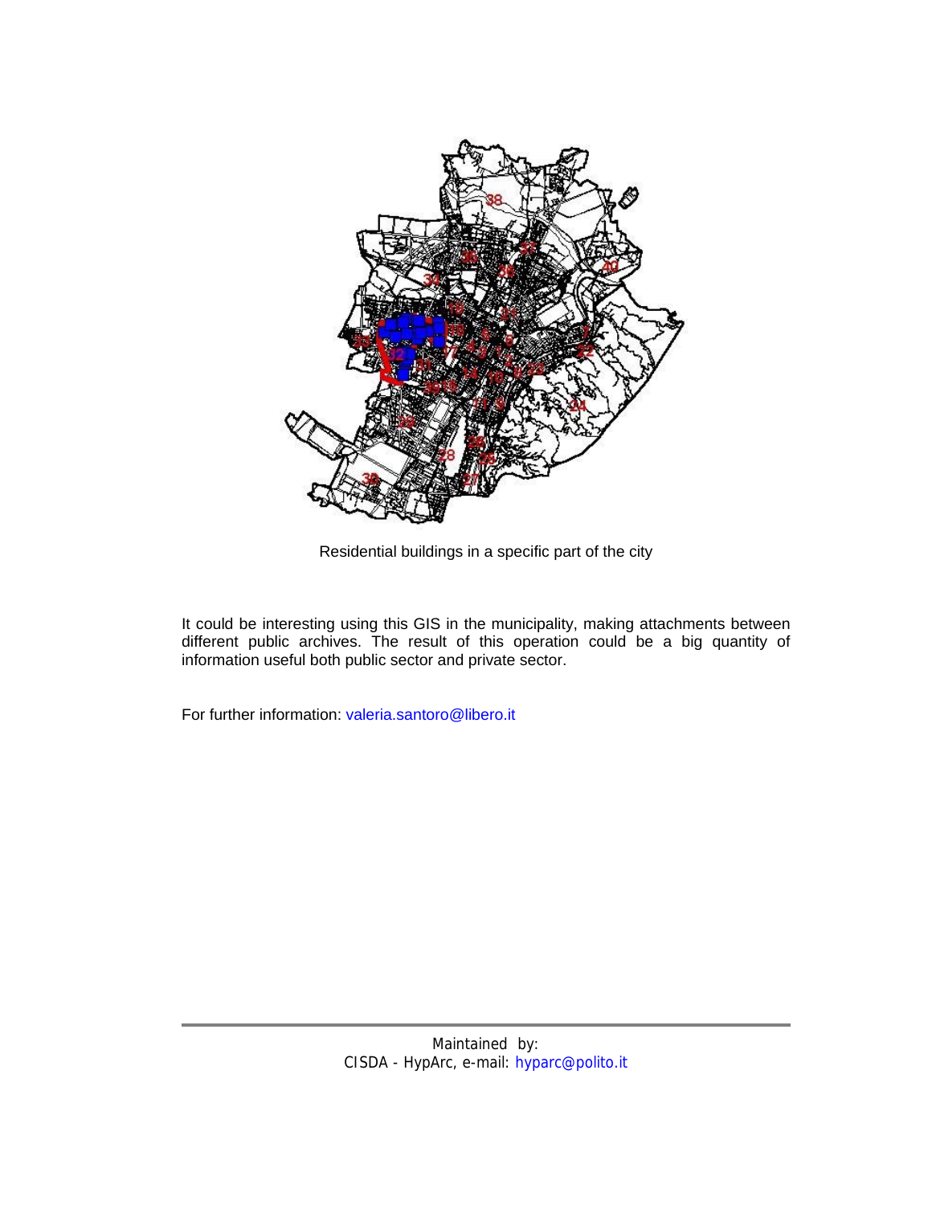Residential buildings in a specific part of the city

It could be interesting using this GIS in the municipality, making attachments between different public archives. The result of this operation could be a big quantity of information useful both public sector and private sector.

For further information: valeria.santoro@libero.it

Maintained by:
CISDA - HypArc, e-mail: hyparc@polito.it